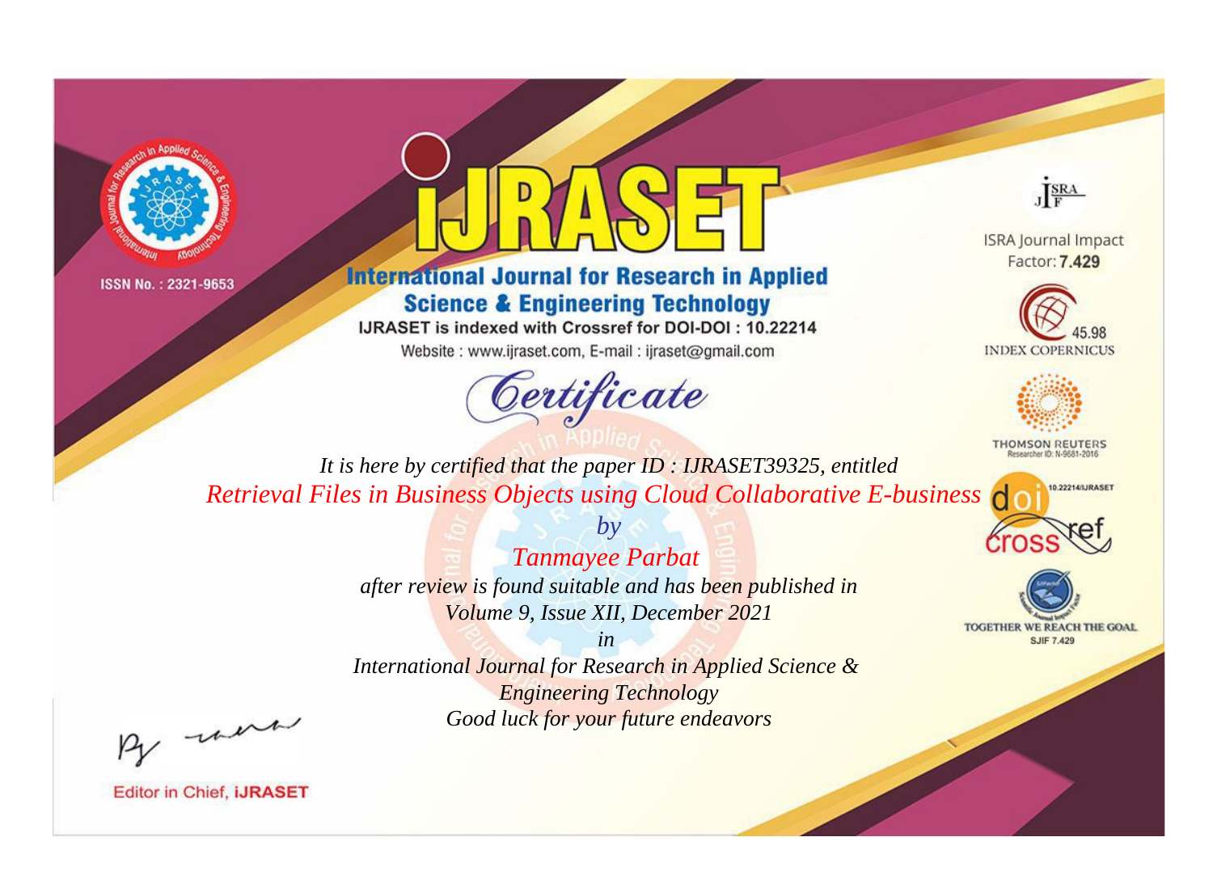ISSN No. : 2321-9653

# IJRASET

## International Journal for Research in Applied Science & Engineering Technology

IJRASET is indexed with Crossref for DOI-DOI : 10.22214

Website : www.ijraset.com, E-mail : ijraset@gmail.com

ISRA Journal Impact Factor: **7.429**

45.98 INDEX COPERNICUS

THOMSON REUTERS Researcher ID: N-9681-2016

10.22214/IJRASET

TOGETHER WE REACH THE GOAL SJIF 7.429

# *Certificate*

*It is here by certified that the paper ID : IJRASET39325, entitled*

*Retrieval Files in Business Objects using Cloud Collaborative E-business*

*by*

*Tanmayee Parbat*

*after review is found suitable and has been published in*

*Volume 9, Issue XII, December 2021*

*in*

*International Journal for Research in Applied Science & Engineering Technology*

*Good luck for your future endeavors*

Editor in Chief, **iJRASET**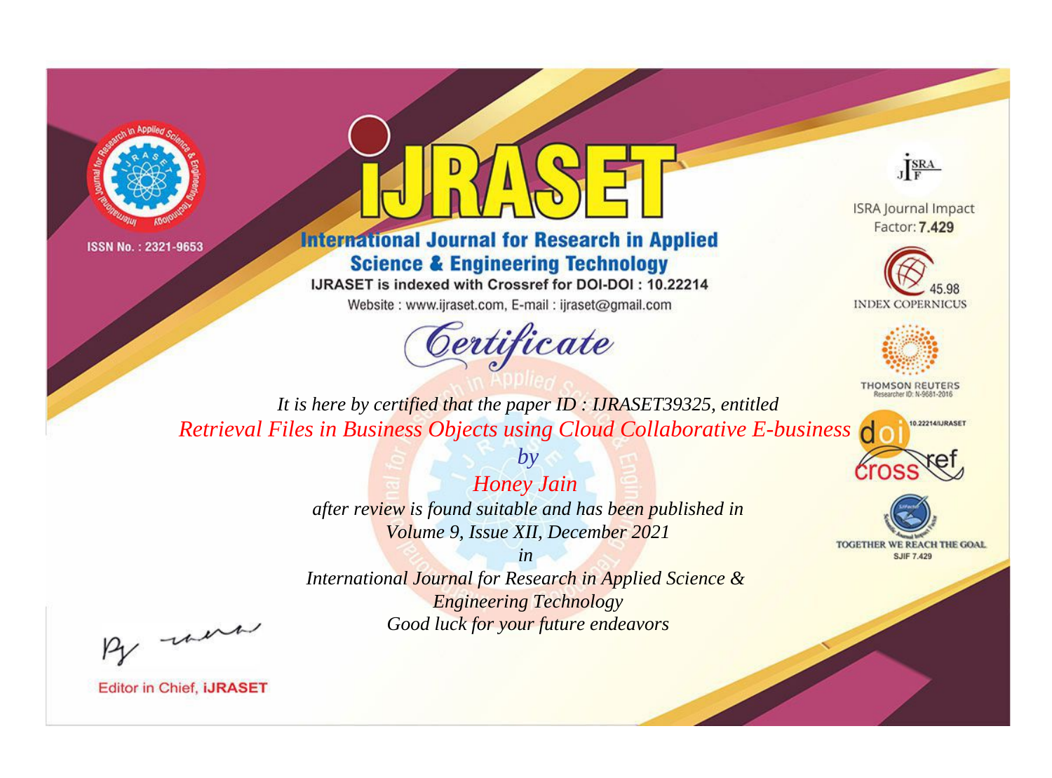ISSN No. : 2321-9653

# iJRASET

## International Journal for Research in Applied Science & Engineering Technology

IJRASET is indexed with Crossref for DOI-DOI : 10.22214

Website : www.ijraset.com, E-mail : ijraset@gmail.com

*Certificate*

*It is here by certified that the paper ID : IJRASET39325, entitled*

*Retrieval Files in Business Objects using Cloud Collaborative E-business*

*by*

*Honey Jain*

*after review is found suitable and has been published in*

*Volume 9, Issue XII, December 2021*

*in*

*International Journal for Research in Applied Science & Engineering Technology*

*Good luck for your future endeavors*

ISRA Journal Impact Factor: **7.429**

45.98 INDEX COPERNICUS

THOMSON REUTERS Researcher ID: N-9681-2016

10.22214/IJRASET

TOGETHER WE REACH THE GOAL SJIF 7.429

Editor in Chief, **iJRASET**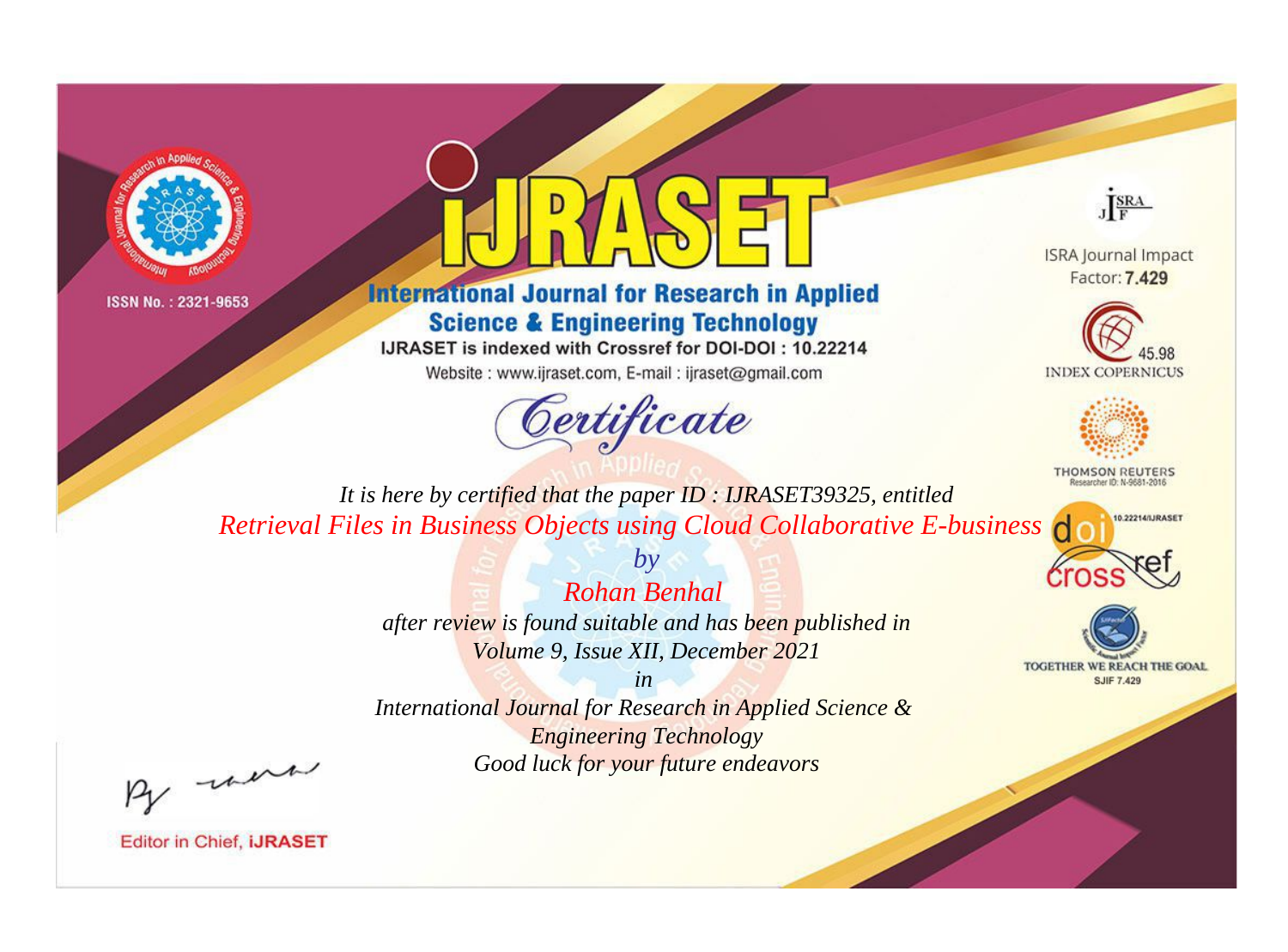ISSN No. : 2321-9653

# IJRASET

## International Journal for Research in Applied Science & Engineering Technology

IJRASET is indexed with Crossref for DOI-DOI : 10.22214

Website : www.ijraset.com, E-mail : ijraset@gmail.com

ISRA Journal Impact Factor: **7.429**

45.98 INDEX COPERNICUS

THOMSON REUTERS Researcher ID: N-9681-2016

10.22214/IJRASET

TOGETHER WE REACH THE GOAL SJIF 7.429

# Certificate

*It is here by certified that the paper ID : IJRASET39325, entitled*

*Retrieval Files in Business Objects using Cloud Collaborative E-business*

*by*

*Rohan Benhal*

*after review is found suitable and has been published in*

*Volume 9, Issue XII, December 2021*

*in*

*International Journal for Research in Applied Science & Engineering Technology*

*Good luck for your future endeavors*

Editor in Chief, **iJRASET**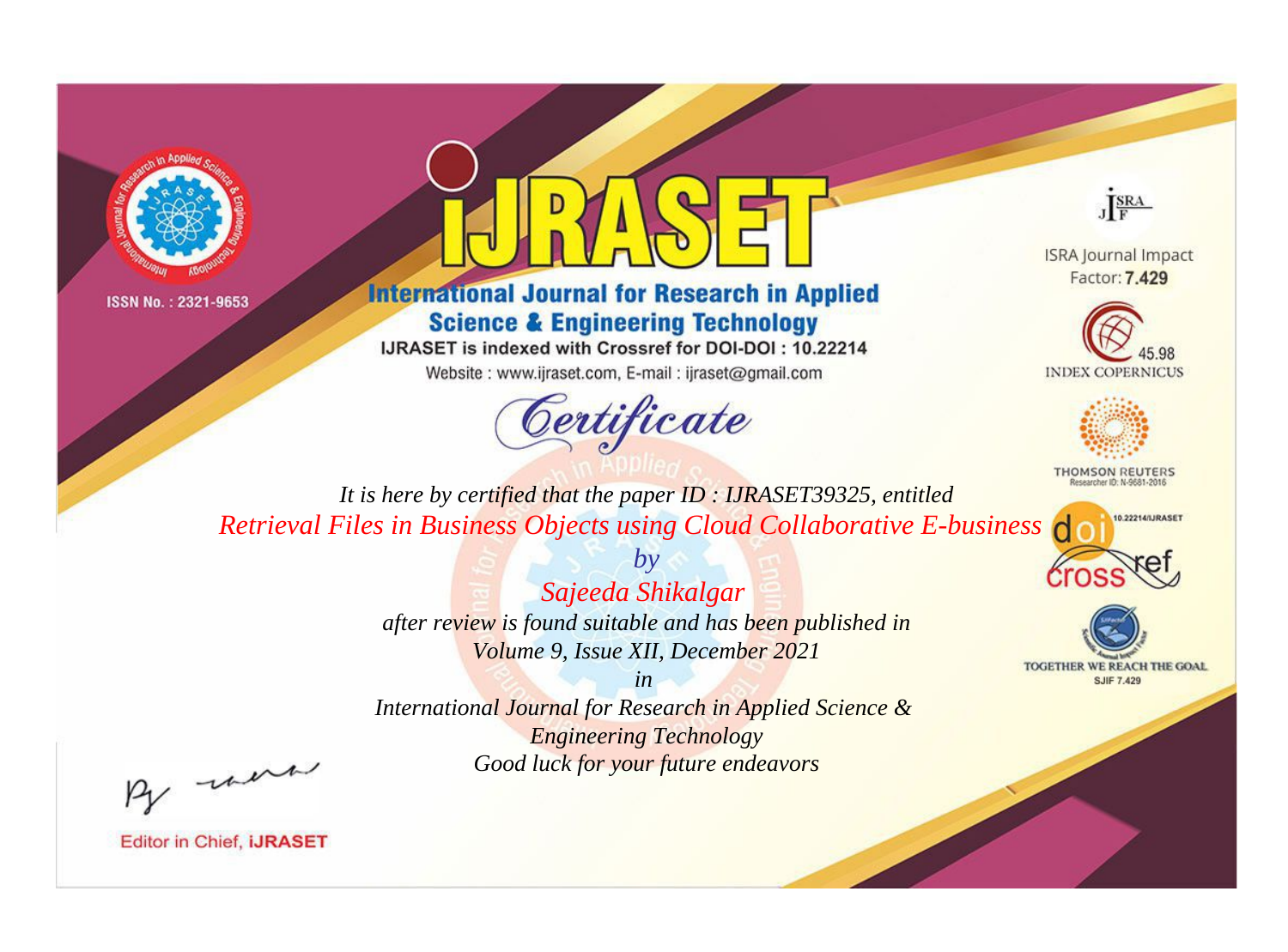ISSN No. : 2321-9653

# IJRASET

## International Journal for Research in Applied Science & Engineering Technology

IJRASET is indexed with Crossref for DOI-DOI : 10.22214

Website : www.ijraset.com, E-mail : ijraset@gmail.com

ISRA Journal Impact Factor: **7.429**

45.98 INDEX COPERNICUS

THOMSON REUTERS Researcher ID: N-9681-2016

10.22214/IJRASET

TOGETHER WE REACH THE GOAL SJIF 7.429

*Certificate*

*It is here by certified that the paper ID : IJRASET39325, entitled*

*Retrieval Files in Business Objects using Cloud Collaborative E-business*

*by*

*Sajeeda Shikalgar*

*after review is found suitable and has been published in*

*Volume 9, Issue XII, December 2021*

*in*

*International Journal for Research in Applied Science & Engineering Technology*

*Good luck for your future endeavors*

Editor in Chief, **iJRASET**